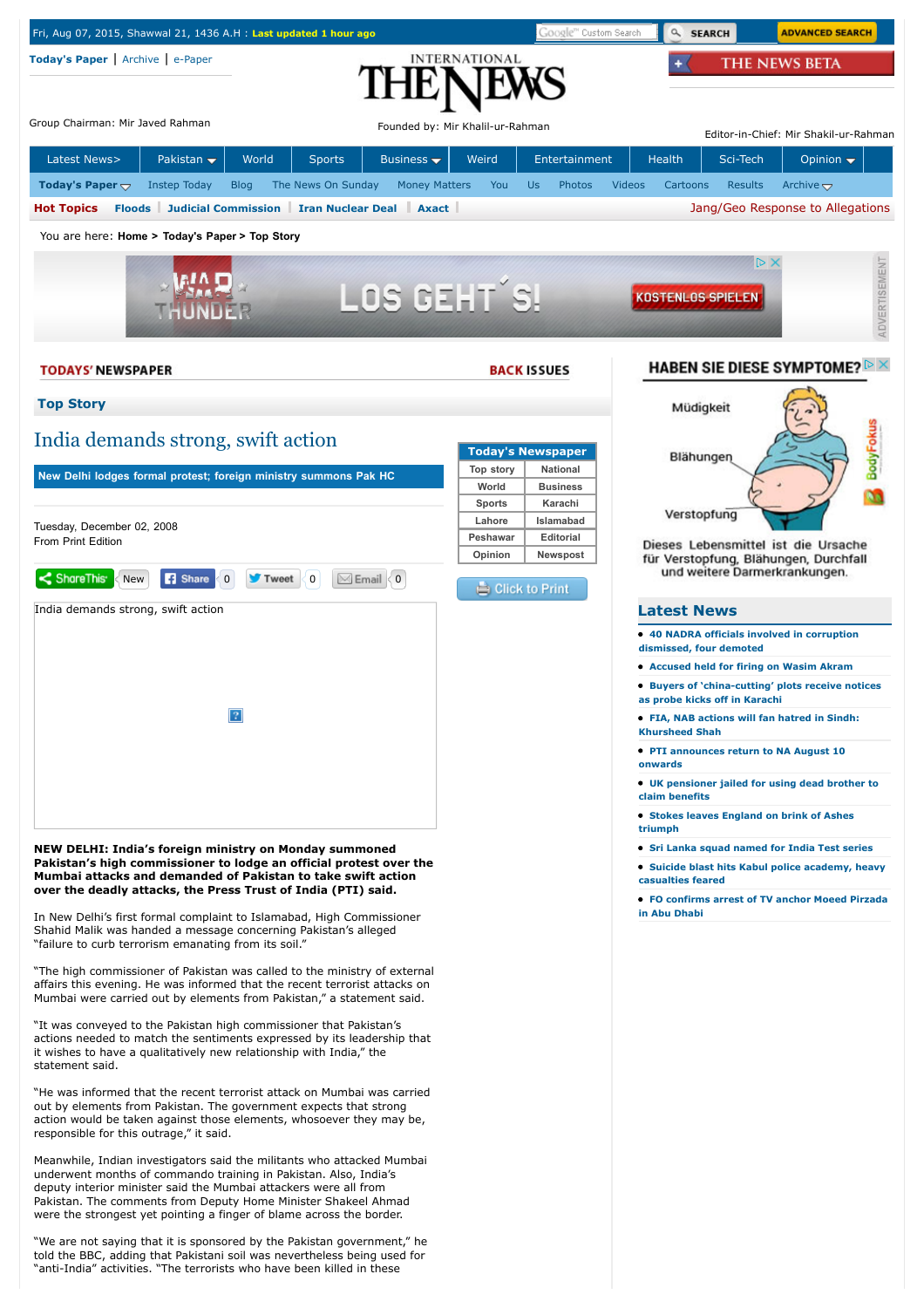# India demands strong, swift action

**New Delhi lodges formal protest; foreign ministry summons Pak HC**

Tuesday, December 02, 2008
From Print Edition

India demands strong, swift action

**NEW DELHI: India's foreign ministry on Monday summoned Pakistan's high commissioner to lodge an official protest over the Mumbai attacks and demanded of Pakistan to take swift action over the deadly attacks, the Press Trust of India (PTI) said.**

In New Delhi's first formal complaint to Islamabad, High Commissioner Shahid Malik was handed a message concerning Pakistan's alleged "failure to curb terrorism emanating from its soil."

"The high commissioner of Pakistan was called to the ministry of external affairs this evening. He was informed that the recent terrorist attacks on Mumbai were carried out by elements from Pakistan," a statement said.

"It was conveyed to the Pakistan high commissioner that Pakistan's actions needed to match the sentiments expressed by its leadership that it wishes to have a qualitatively new relationship with India," the statement said.

"He was informed that the recent terrorist attack on Mumbai was carried out by elements from Pakistan. The government expects that strong action would be taken against those elements, whosoever they may be, responsible for this outrage," it said.

Meanwhile, Indian investigators said the militants who attacked Mumbai underwent months of commando training in Pakistan. Also, India's deputy interior minister said the Mumbai attackers were all from Pakistan. The comments from Deputy Home Minister Shakeel Ahmad were the strongest yet pointing a finger of blame across the border.

"We are not saying that it is sponsored by the Pakistan government," he told the BBC, adding that Pakistani soil was nevertheless being used for "anti-India" activities. "The terrorists who have been killed in these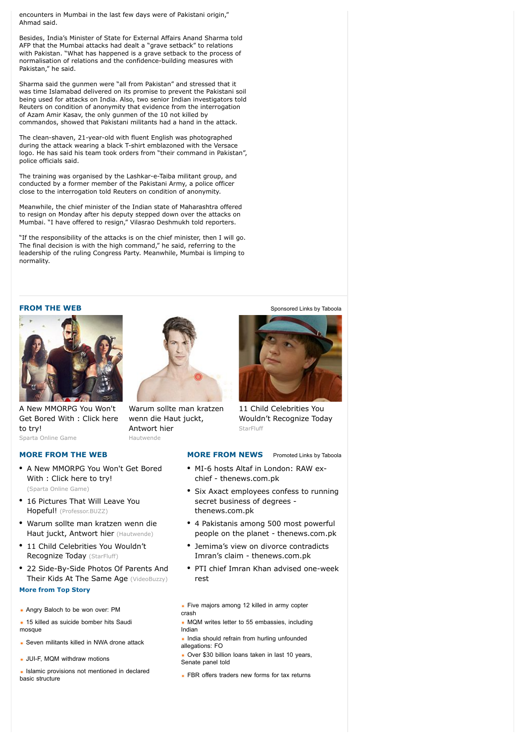encounters in Mumbai in the last few days were of Pakistani origin," Ahmad said.

Besides, India's Minister of State for External Affairs Anand Sharma told AFP that the Mumbai attacks had dealt a "grave setback" to relations with Pakistan. "What has happened is a grave setback to the process of normalisation of relations and the confidence-building measures with Pakistan," he said.

Sharma said the gunmen were "all from Pakistan" and stressed that it was time Islamabad delivered on its promise to prevent the Pakistani soil being used for attacks on India. Also, two senior Indian investigators told Reuters on condition of anonymity that evidence from the interrogation of Azam Amir Kasav, the only gunmen of the 10 not killed by commandos, showed that Pakistani militants had a hand in the attack.

The clean-shaven, 21-year-old with fluent English was photographed during the attack wearing a black T-shirt emblazoned with the Versace logo. He has said his team took orders from "their command in Pakistan", police officials said.

The training was organised by the Lashkar-e-Taiba militant group, and conducted by a former member of the Pakistani Army, a police officer close to the interrogation told Reuters on condition of anonymity.

Meanwhile, the chief minister of the Indian state of Maharashtra offered to resign on Monday after his deputy stepped down over the attacks on Mumbai. "I have offered to resign," Vilasrao Deshmukh told reporters.

"If the responsibility of the attacks is on the chief minister, then I will go. The final decision is with the high command," he said, referring to the leadership of the ruling Congress Party. Meanwhile, Mumbai is limping to normality.

## FROM THE WEB

Sponsored Links by Taboola

A New MMORPG You Won't Get Bored With : Click here to try!
Sparta Online Game

Warum sollte man kratzen wenn die Haut juckt, Antwort hier
Hautwende

11 Child Celebrities You Wouldn't Recognize Today
StarFluff

## MORE FROM THE WEB

- A New MMORPG You Won't Get Bored With : Click here to try! (Sparta Online Game)
- 16 Pictures That Will Leave You Hopeful! (Professor.BUZZ)
- Warum sollte man kratzen wenn die Haut juckt, Antwort hier (Hautwende)
- 11 Child Celebrities You Wouldn't Recognize Today (StarFluff)
- 22 Side-By-Side Photos Of Parents And Their Kids At The Same Age (VideoBuzzy)

## MORE FROM NEWS

Promoted Links by Taboola

- MI-6 hosts Altaf in London: RAW ex-chief - thenews.com.pk
- Six Axact employees confess to running secret business of degrees - thenews.com.pk
- 4 Pakistanis among 500 most powerful people on the planet - thenews.com.pk
- Jemima's view on divorce contradicts Imran's claim - thenews.com.pk
- PTI chief Imran Khan advised one-week rest

**More from Top Story**

- Angry Baloch to be won over: PM
- 15 killed as suicide bomber hits Saudi mosque
- Seven militants killed in NWA drone attack
- JUI-F, MQM withdraw motions
- Islamic provisions not mentioned in declared basic structure
- Five majors among 12 killed in army copter crash
- MQM writes letter to 55 embassies, including Indian
- India should refrain from hurling unfounded allegations: FO
- Over $30 billion loans taken in last 10 years, Senate panel told
- FBR offers traders new forms for tax returns